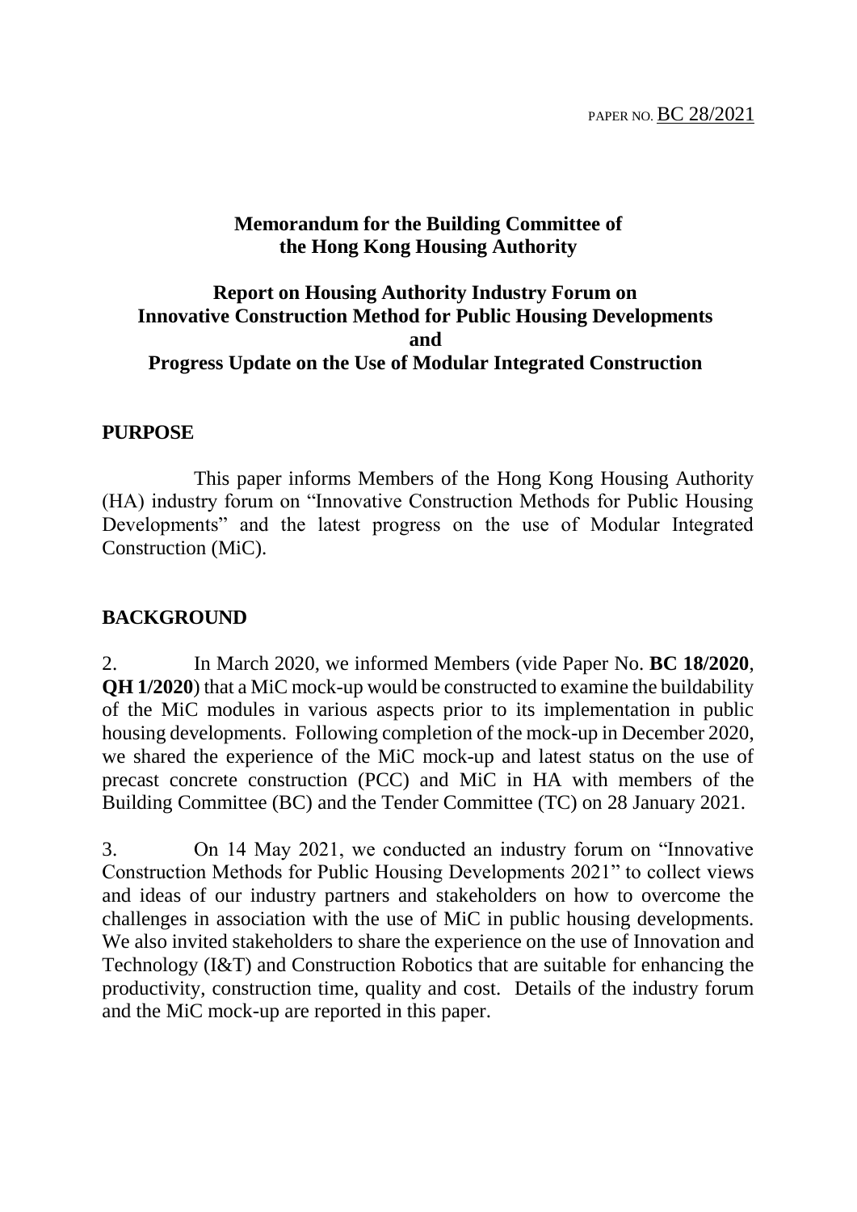PAPER NO. BC 28/2021

**Memorandum for the Building Committee of the Hong Kong Housing Authority**

**Report on Housing Authority Industry Forum on Innovative Construction Method for Public Housing Developments and Progress Update on the Use of Modular Integrated Construction**

## PURPOSE

This paper informs Members of the Hong Kong Housing Authority (HA) industry forum on "Innovative Construction Methods for Public Housing Developments" and the latest progress on the use of Modular Integrated Construction (MiC).

## BACKGROUND

2. In March 2020, we informed Members (vide Paper No. **BC 18/2020**, **QH 1/2020**) that a MiC mock-up would be constructed to examine the buildability of the MiC modules in various aspects prior to its implementation in public housing developments. Following completion of the mock-up in December 2020, we shared the experience of the MiC mock-up and latest status on the use of precast concrete construction (PCC) and MiC in HA with members of the Building Committee (BC) and the Tender Committee (TC) on 28 January 2021.

3. On 14 May 2021, we conducted an industry forum on "Innovative Construction Methods for Public Housing Developments 2021" to collect views and ideas of our industry partners and stakeholders on how to overcome the challenges in association with the use of MiC in public housing developments. We also invited stakeholders to share the experience on the use of Innovation and Technology (I&T) and Construction Robotics that are suitable for enhancing the productivity, construction time, quality and cost. Details of the industry forum and the MiC mock-up are reported in this paper.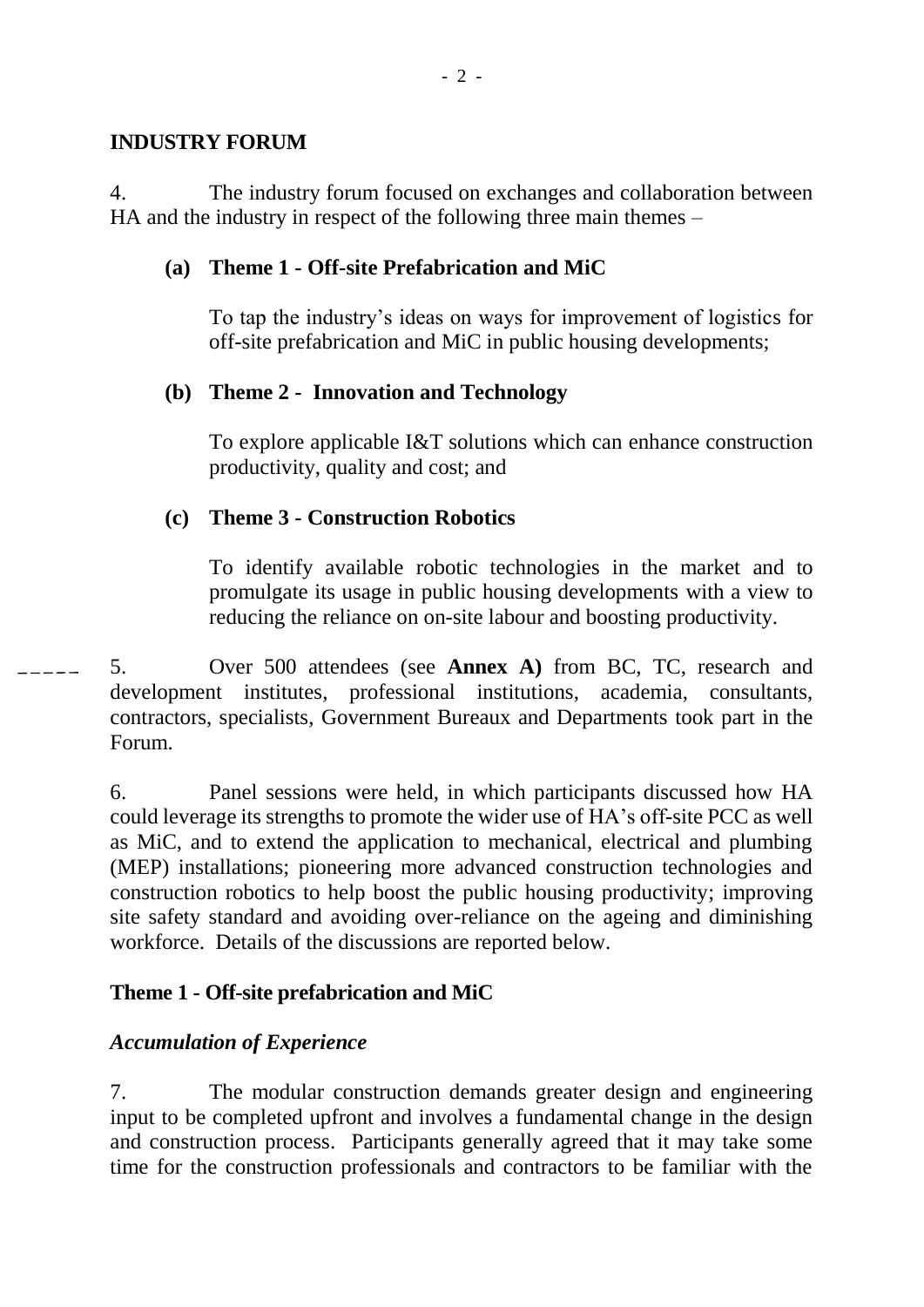## INDUSTRY FORUM

4. The industry forum focused on exchanges and collaboration between HA and the industry in respect of the following three main themes –

**(a) Theme 1 - Off-site Prefabrication and MiC**

To tap the industry's ideas on ways for improvement of logistics for off-site prefabrication and MiC in public housing developments;

**(b) Theme 2 - Innovation and Technology**

To explore applicable I&T solutions which can enhance construction productivity, quality and cost; and

**(c) Theme 3 - Construction Robotics**

To identify available robotic technologies in the market and to promulgate its usage in public housing developments with a view to reducing the reliance on on-site labour and boosting productivity.

5. Over 500 attendees (see **Annex A)** from BC, TC, research and development institutes, professional institutions, academia, consultants, contractors, specialists, Government Bureaux and Departments took part in the Forum.

6. Panel sessions were held, in which participants discussed how HA could leverage its strengths to promote the wider use of HA's off-site PCC as well as MiC, and to extend the application to mechanical, electrical and plumbing (MEP) installations; pioneering more advanced construction technologies and construction robotics to help boost the public housing productivity; improving site safety standard and avoiding over-reliance on the ageing and diminishing workforce. Details of the discussions are reported below.

### Theme 1 - Off-site prefabrication and MiC

#### *Accumulation of Experience*

7. The modular construction demands greater design and engineering input to be completed upfront and involves a fundamental change in the design and construction process. Participants generally agreed that it may take some time for the construction professionals and contractors to be familiar with the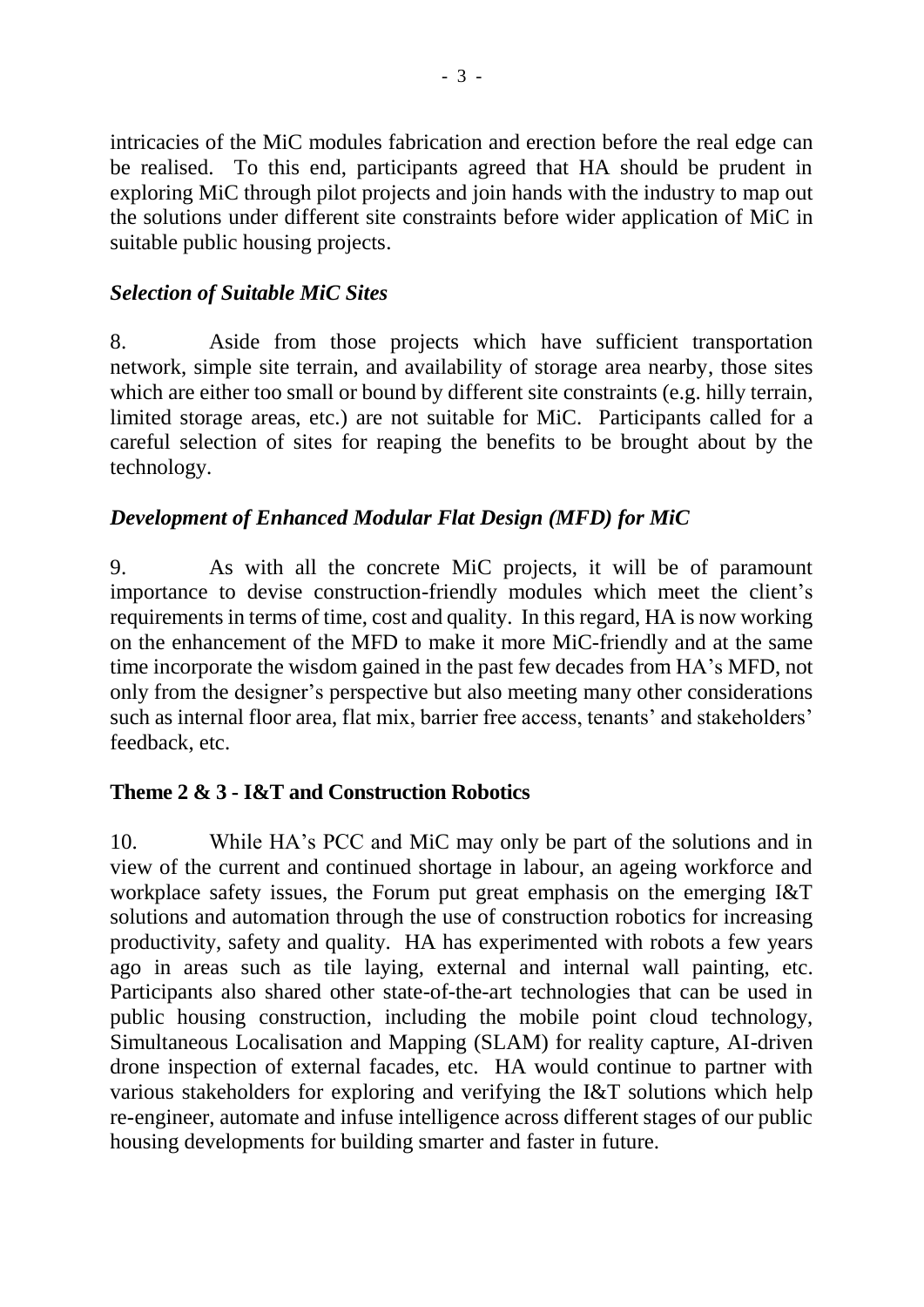intricacies of the MiC modules fabrication and erection before the real edge can be realised. To this end, participants agreed that HA should be prudent in exploring MiC through pilot projects and join hands with the industry to map out the solutions under different site constraints before wider application of MiC in suitable public housing projects.

***Selection of Suitable MiC Sites***

8. Aside from those projects which have sufficient transportation network, simple site terrain, and availability of storage area nearby, those sites which are either too small or bound by different site constraints (e.g. hilly terrain, limited storage areas, etc.) are not suitable for MiC. Participants called for a careful selection of sites for reaping the benefits to be brought about by the technology.

***Development of Enhanced Modular Flat Design (MFD) for MiC***

9. As with all the concrete MiC projects, it will be of paramount importance to devise construction-friendly modules which meet the client's requirements in terms of time, cost and quality. In this regard, HA is now working on the enhancement of the MFD to make it more MiC-friendly and at the same time incorporate the wisdom gained in the past few decades from HA's MFD, not only from the designer's perspective but also meeting many other considerations such as internal floor area, flat mix, barrier free access, tenants' and stakeholders' feedback, etc.

**Theme 2 & 3 - I&T and Construction Robotics**

10. While HA's PCC and MiC may only be part of the solutions and in view of the current and continued shortage in labour, an ageing workforce and workplace safety issues, the Forum put great emphasis on the emerging I&T solutions and automation through the use of construction robotics for increasing productivity, safety and quality. HA has experimented with robots a few years ago in areas such as tile laying, external and internal wall painting, etc. Participants also shared other state-of-the-art technologies that can be used in public housing construction, including the mobile point cloud technology, Simultaneous Localisation and Mapping (SLAM) for reality capture, AI-driven drone inspection of external facades, etc. HA would continue to partner with various stakeholders for exploring and verifying the I&T solutions which help re-engineer, automate and infuse intelligence across different stages of our public housing developments for building smarter and faster in future.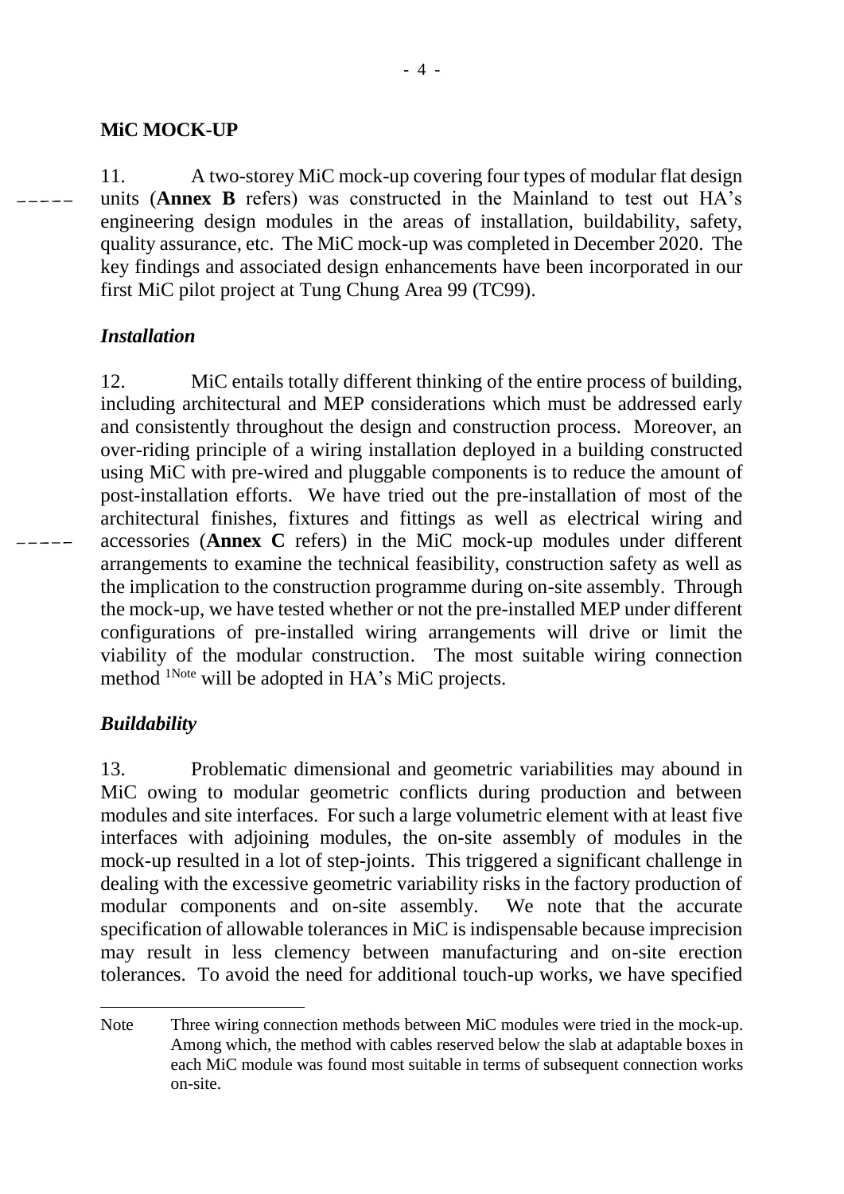**MiC MOCK-UP**

11. A two-storey MiC mock-up covering four types of modular flat design units (**Annex B** refers) was constructed in the Mainland to test out HA's engineering design modules in the areas of installation, buildability, safety, quality assurance, etc. The MiC mock-up was completed in December 2020. The key findings and associated design enhancements have been incorporated in our first MiC pilot project at Tung Chung Area 99 (TC99).

***Installation***

12. MiC entails totally different thinking of the entire process of building, including architectural and MEP considerations which must be addressed early and consistently throughout the design and construction process. Moreover, an over-riding principle of a wiring installation deployed in a building constructed using MiC with pre-wired and pluggable components is to reduce the amount of post-installation efforts. We have tried out the pre-installation of most of the architectural finishes, fixtures and fittings as well as electrical wiring and accessories (**Annex C** refers) in the MiC mock-up modules under different arrangements to examine the technical feasibility, construction safety as well as the implication to the construction programme during on-site assembly. Through the mock-up, we have tested whether or not the pre-installed MEP under different configurations of pre-installed wiring arrangements will drive or limit the viability of the modular construction. The most suitable wiring connection method [1Note] will be adopted in HA's MiC projects.

***Buildability***

13. Problematic dimensional and geometric variabilities may abound in MiC owing to modular geometric conflicts during production and between modules and site interfaces. For such a large volumetric element with at least five interfaces with adjoining modules, the on-site assembly of modules in the mock-up resulted in a lot of step-joints. This triggered a significant challenge in dealing with the excessive geometric variability risks in the factory production of modular components and on-site assembly. We note that the accurate specification of allowable tolerances in MiC is indispensable because imprecision may result in less clemency between manufacturing and on-site erection tolerances. To avoid the need for additional touch-up works, we have specified

---

Note Three wiring connection methods between MiC modules were tried in the mock-up. Among which, the method with cables reserved below the slab at adaptable boxes in each MiC module was found most suitable in terms of subsequent connection works on-site.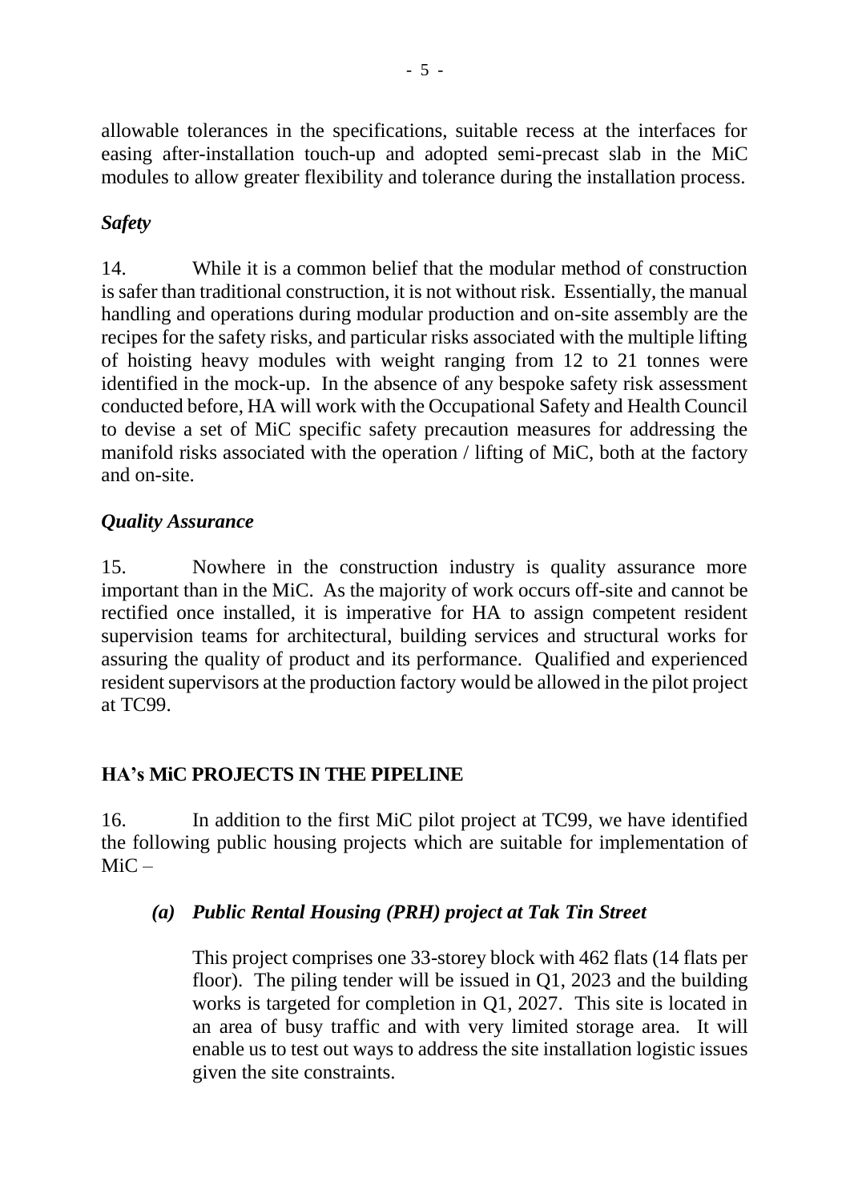allowable tolerances in the specifications, suitable recess at the interfaces for easing after-installation touch-up and adopted semi-precast slab in the MiC modules to allow greater flexibility and tolerance during the installation process.

### *Safety*

14. While it is a common belief that the modular method of construction is safer than traditional construction, it is not without risk. Essentially, the manual handling and operations during modular production and on-site assembly are the recipes for the safety risks, and particular risks associated with the multiple lifting of hoisting heavy modules with weight ranging from 12 to 21 tonnes were identified in the mock-up. In the absence of any bespoke safety risk assessment conducted before, HA will work with the Occupational Safety and Health Council to devise a set of MiC specific safety precaution measures for addressing the manifold risks associated with the operation / lifting of MiC, both at the factory and on-site.

### *Quality Assurance*

15. Nowhere in the construction industry is quality assurance more important than in the MiC. As the majority of work occurs off-site and cannot be rectified once installed, it is imperative for HA to assign competent resident supervision teams for architectural, building services and structural works for assuring the quality of product and its performance. Qualified and experienced resident supervisors at the production factory would be allowed in the pilot project at TC99.

## HA's MiC PROJECTS IN THE PIPELINE

16. In addition to the first MiC pilot project at TC99, we have identified the following public housing projects which are suitable for implementation of MiC –

#### ***(a) Public Rental Housing (PRH) project at Tak Tin Street***

This project comprises one 33-storey block with 462 flats (14 flats per floor). The piling tender will be issued in Q1, 2023 and the building works is targeted for completion in Q1, 2027. This site is located in an area of busy traffic and with very limited storage area. It will enable us to test out ways to address the site installation logistic issues given the site constraints.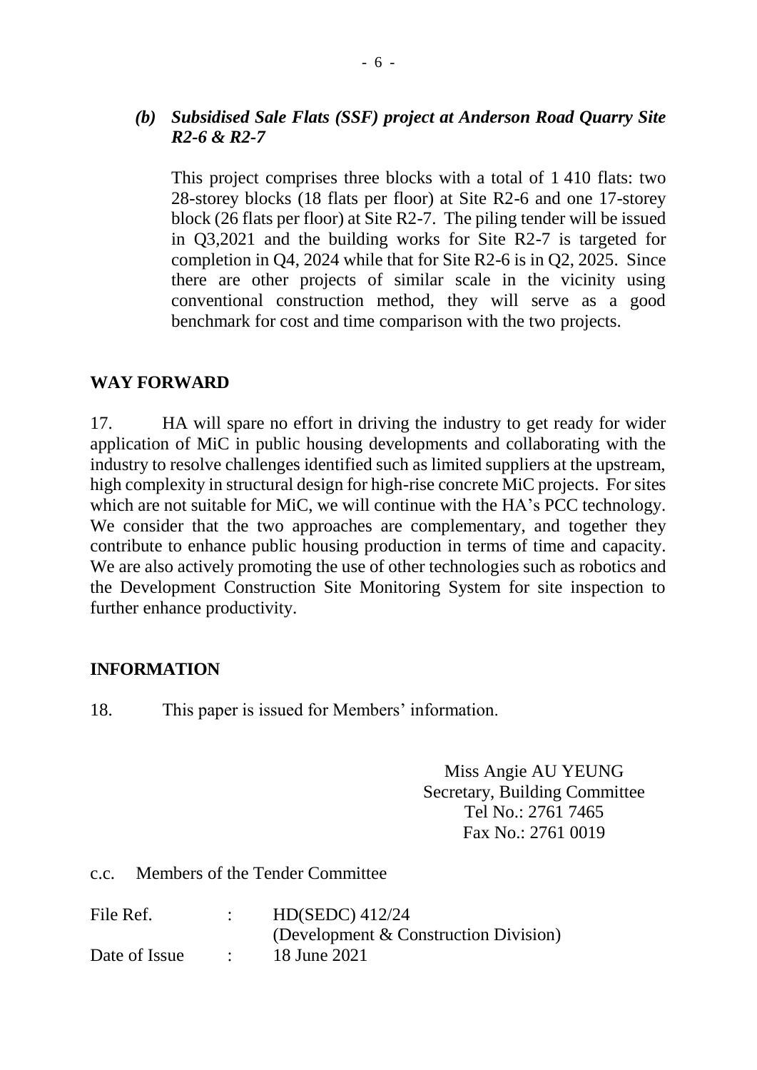***(b) Subsidised Sale Flats (SSF) project at Anderson Road Quarry Site R2-6 & R2-7***

This project comprises three blocks with a total of 1 410 flats: two 28-storey blocks (18 flats per floor) at Site R2-6 and one 17-storey block (26 flats per floor) at Site R2-7. The piling tender will be issued in Q3,2021 and the building works for Site R2-7 is targeted for completion in Q4, 2024 while that for Site R2-6 is in Q2, 2025. Since there are other projects of similar scale in the vicinity using conventional construction method, they will serve as a good benchmark for cost and time comparison with the two projects.

## WAY FORWARD

17. HA will spare no effort in driving the industry to get ready for wider application of MiC in public housing developments and collaborating with the industry to resolve challenges identified such as limited suppliers at the upstream, high complexity in structural design for high-rise concrete MiC projects. For sites which are not suitable for MiC, we will continue with the HA's PCC technology. We consider that the two approaches are complementary, and together they contribute to enhance public housing production in terms of time and capacity. We are also actively promoting the use of other technologies such as robotics and the Development Construction Site Monitoring System for site inspection to further enhance productivity.

## INFORMATION

18. This paper is issued for Members' information.

Miss Angie AU YEUNG
Secretary, Building Committee
Tel No.: 2761 7465
Fax No.: 2761 0019

c.c. Members of the Tender Committee

| | | |
|---|---|---|
| File Ref. | : | HD(SEDC) 412/24 (Development & Construction Division) |
| Date of Issue | : | 18 June 2021 |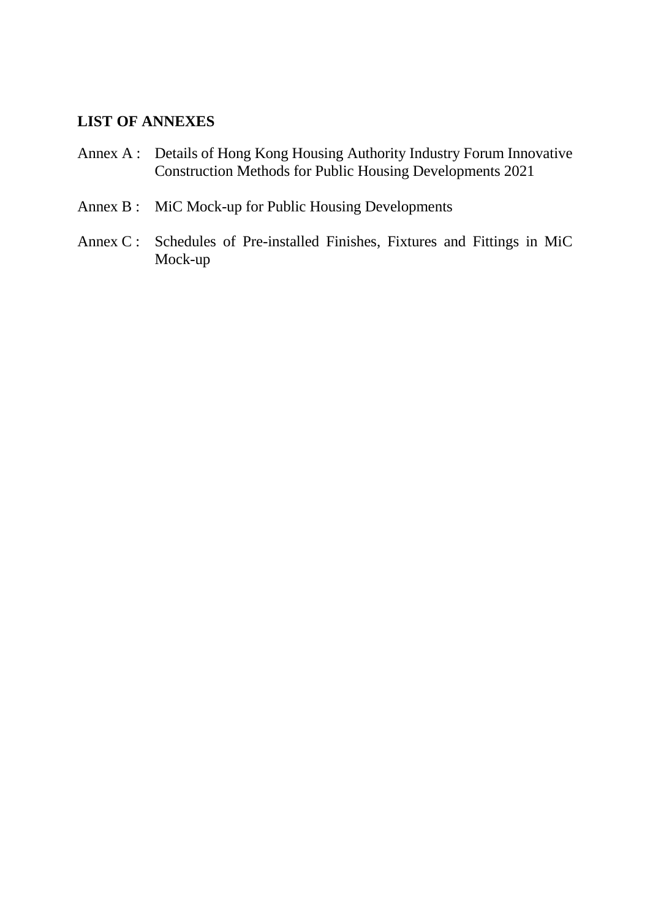**LIST OF ANNEXES**

Annex A : Details of Hong Kong Housing Authority Industry Forum Innovative Construction Methods for Public Housing Developments 2021

Annex B : MiC Mock-up for Public Housing Developments

Annex C : Schedules of Pre-installed Finishes, Fixtures and Fittings in MiC Mock-up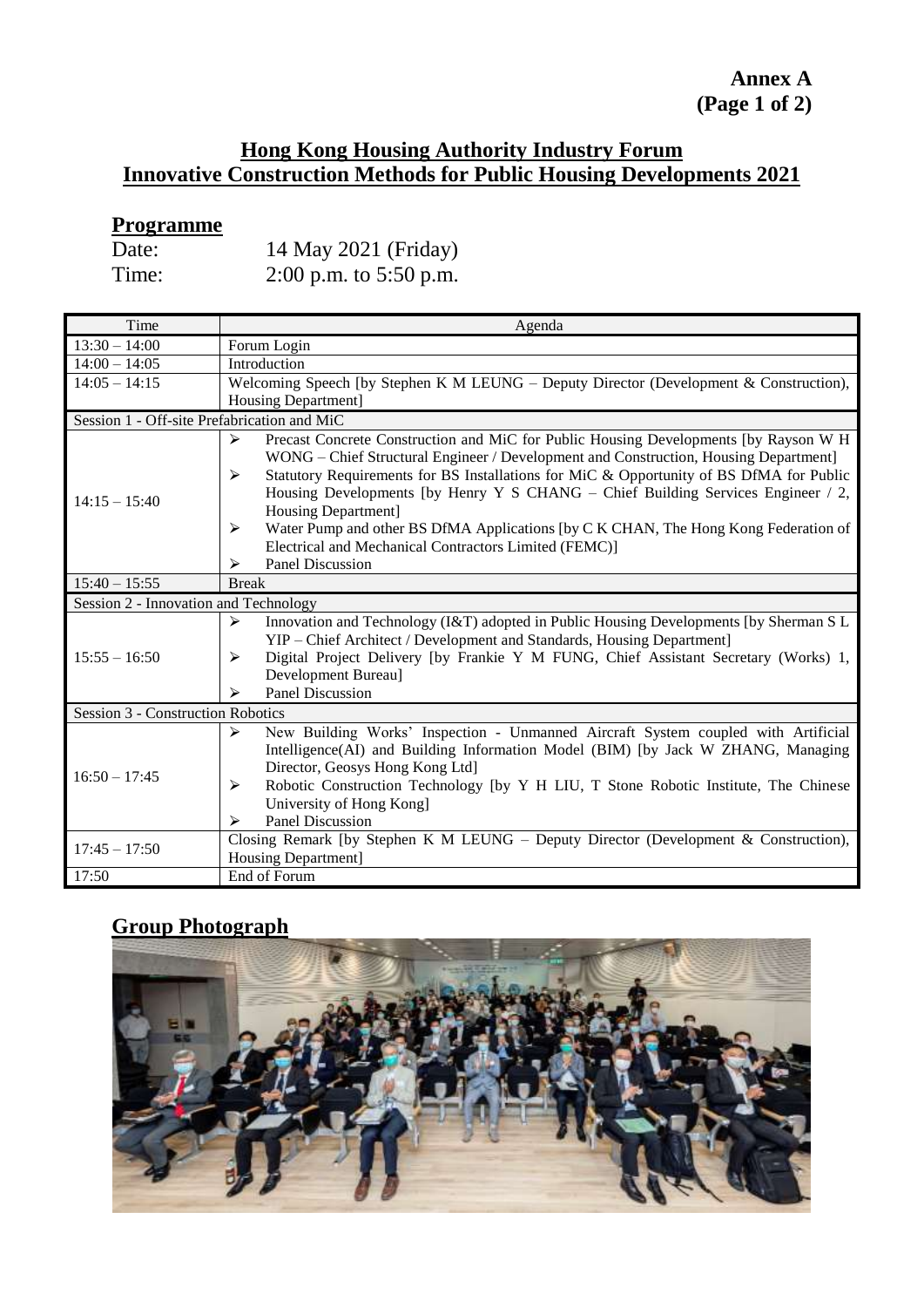**Annex A**
**(Page 1 of 2)**

## Hong Kong Housing Authority Industry Forum
## Innovative Construction Methods for Public Housing Developments 2021

### Programme

Date: 14 May 2021 (Friday)
Time: 2:00 p.m. to 5:50 p.m.

| Time | Agenda |
|---|---|
| 13:30 – 14:00 | Forum Login |
| 14:00 – 14:05 | Introduction |
| 14:05 – 14:15 | Welcoming Speech [by Stephen K M LEUNG – Deputy Director (Development & Construction), Housing Department] |
| Session 1 - Off-site Prefabrication and MiC | |
| 14:15 – 15:40 | ➢ Precast Concrete Construction and MiC for Public Housing Developments [by Rayson W H WONG – Chief Structural Engineer / Development and Construction, Housing Department]<br>➢ Statutory Requirements for BS Installations for MiC & Opportunity of BS DfMA for Public Housing Developments [by Henry Y S CHANG – Chief Building Services Engineer / 2, Housing Department]<br>➢ Water Pump and other BS DfMA Applications [by C K CHAN, The Hong Kong Federation of Electrical and Mechanical Contractors Limited (FEMC)]<br>➢ Panel Discussion |
| 15:40 – 15:55 | Break |
| Session 2 - Innovation and Technology | |
| 15:55 – 16:50 | ➢ Innovation and Technology (I&T) adopted in Public Housing Developments [by Sherman S L YIP – Chief Architect / Development and Standards, Housing Department]<br>➢ Digital Project Delivery [by Frankie Y M FUNG, Chief Assistant Secretary (Works) 1, Development Bureau]<br>➢ Panel Discussion |
| Session 3 - Construction Robotics | |
| 16:50 – 17:45 | ➢ New Building Works' Inspection - Unmanned Aircraft System coupled with Artificial Intelligence(AI) and Building Information Model (BIM) [by Jack W ZHANG, Managing Director, Geosys Hong Kong Ltd]<br>➢ Robotic Construction Technology [by Y H LIU, T Stone Robotic Institute, The Chinese University of Hong Kong]<br>➢ Panel Discussion |
| 17:45 – 17:50 | Closing Remark [by Stephen K M LEUNG – Deputy Director (Development & Construction), Housing Department] |
| 17:50 | End of Forum |

### Group Photograph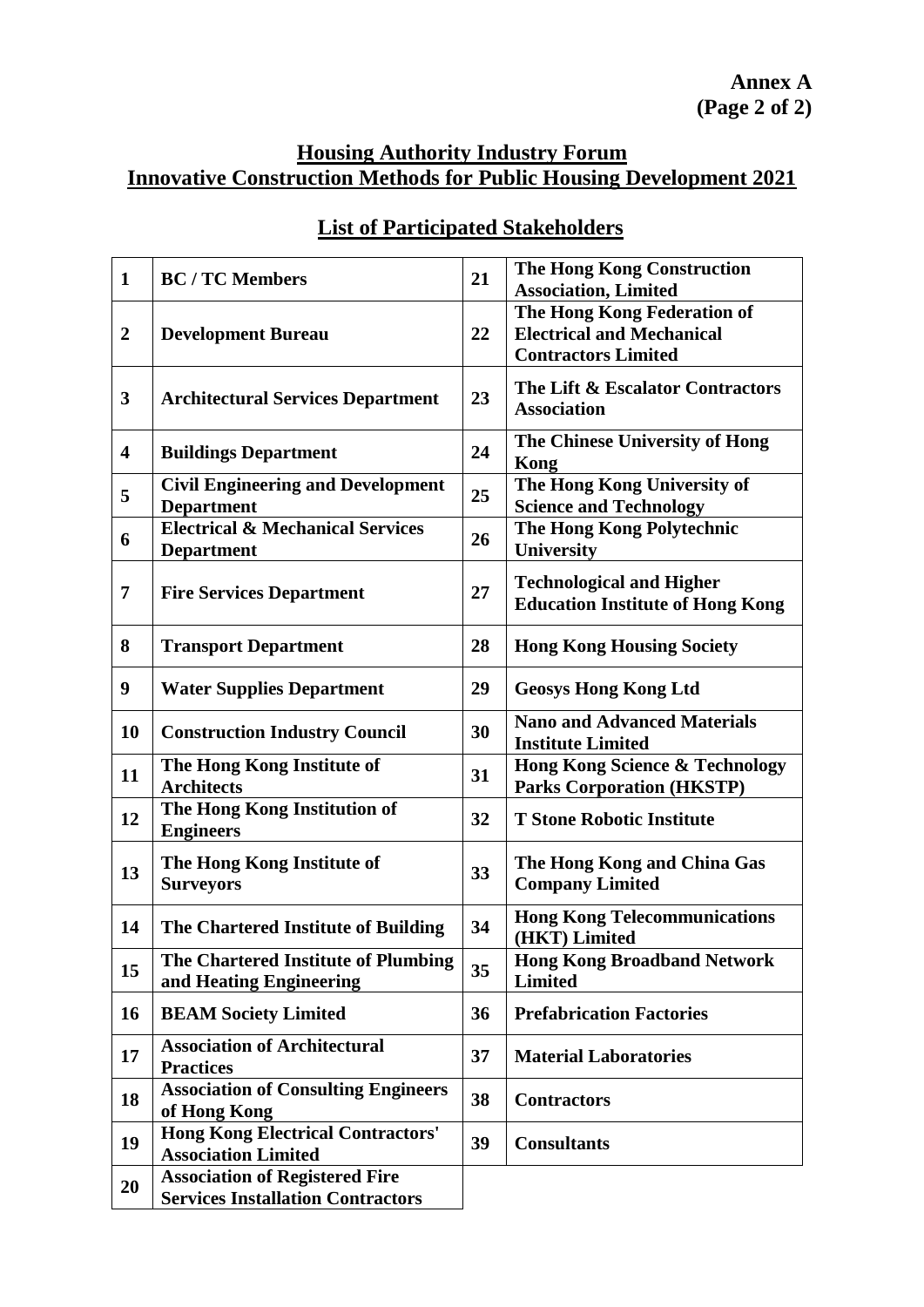**Annex A**
**(Page 2 of 2)**

## Housing Authority Industry Forum
## Innovative Construction Methods for Public Housing Development 2021

## List of Participated Stakeholders

| | | | |
|---|---|---|---|
| **1** | **BC / TC Members** | **21** | **The Hong Kong Construction Association, Limited** |
| **2** | **Development Bureau** | **22** | **The Hong Kong Federation of Electrical and Mechanical Contractors Limited** |
| **3** | **Architectural Services Department** | **23** | **The Lift & Escalator Contractors Association** |
| **4** | **Buildings Department** | **24** | **The Chinese University of Hong Kong** |
| **5** | **Civil Engineering and Development Department** | **25** | **The Hong Kong University of Science and Technology** |
| **6** | **Electrical & Mechanical Services Department** | **26** | **The Hong Kong Polytechnic University** |
| **7** | **Fire Services Department** | **27** | **Technological and Higher Education Institute of Hong Kong** |
| **8** | **Transport Department** | **28** | **Hong Kong Housing Society** |
| **9** | **Water Supplies Department** | **29** | **Geosys Hong Kong Ltd** |
| **10** | **Construction Industry Council** | **30** | **Nano and Advanced Materials Institute Limited** |
| **11** | **The Hong Kong Institute of Architects** | **31** | **Hong Kong Science & Technology Parks Corporation (HKSTP)** |
| **12** | **The Hong Kong Institution of Engineers** | **32** | **T Stone Robotic Institute** |
| **13** | **The Hong Kong Institute of Surveyors** | **33** | **The Hong Kong and China Gas Company Limited** |
| **14** | **The Chartered Institute of Building** | **34** | **Hong Kong Telecommunications (HKT) Limited** |
| **15** | **The Chartered Institute of Plumbing and Heating Engineering** | **35** | **Hong Kong Broadband Network Limited** |
| **16** | **BEAM Society Limited** | **36** | **Prefabrication Factories** |
| **17** | **Association of Architectural Practices** | **37** | **Material Laboratories** |
| **18** | **Association of Consulting Engineers of Hong Kong** | **38** | **Contractors** |
| **19** | **Hong Kong Electrical Contractors' Association Limited** | **39** | **Consultants** |
| **20** | **Association of Registered Fire Services Installation Contractors** | | |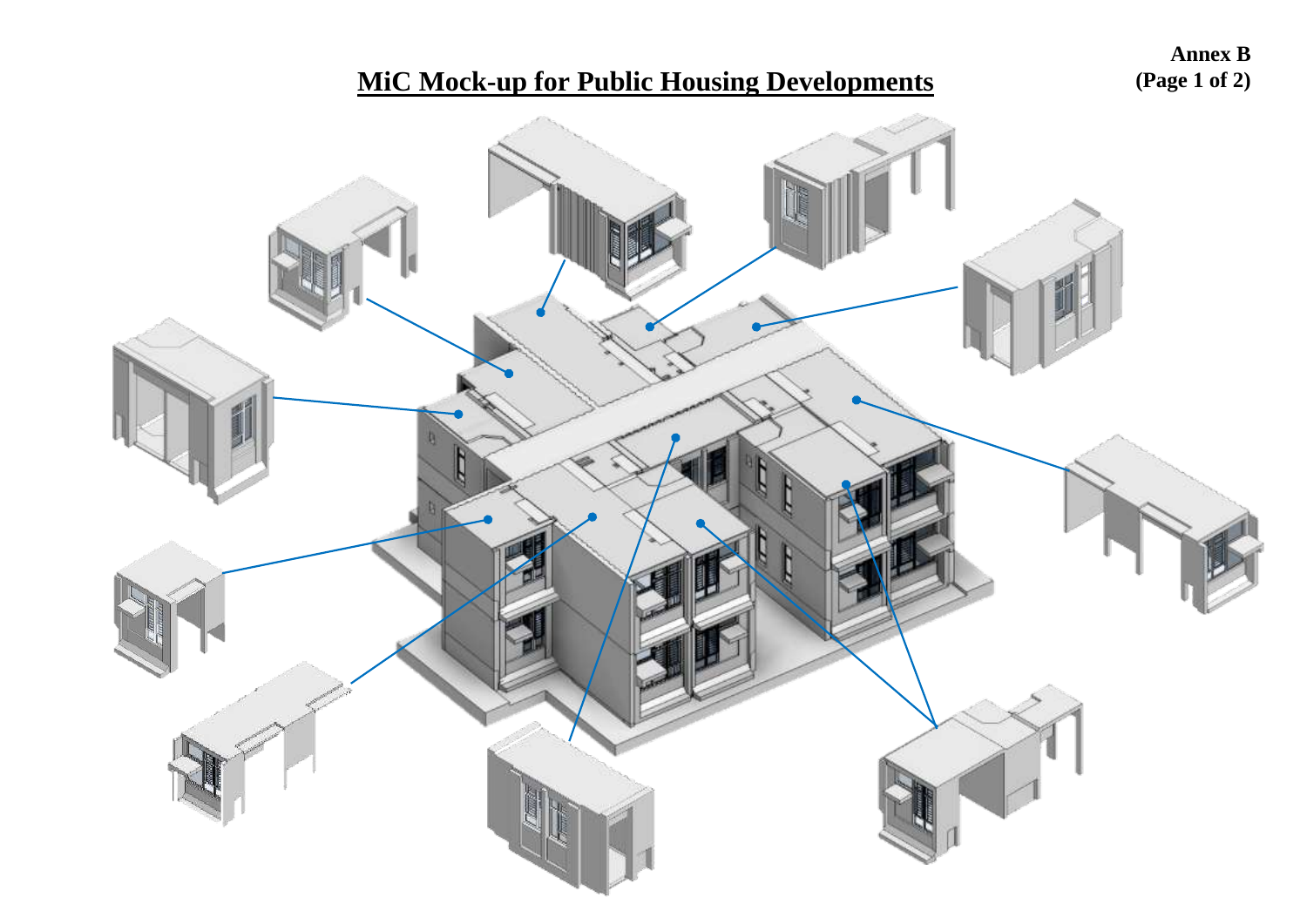Annex B

# MiC Mock-up for Public Housing Developments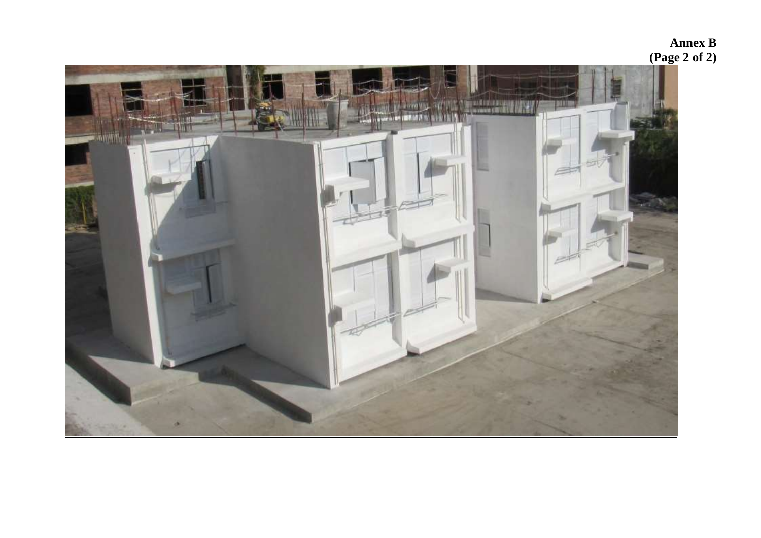**Annex B**
**(Page 2 of 2)**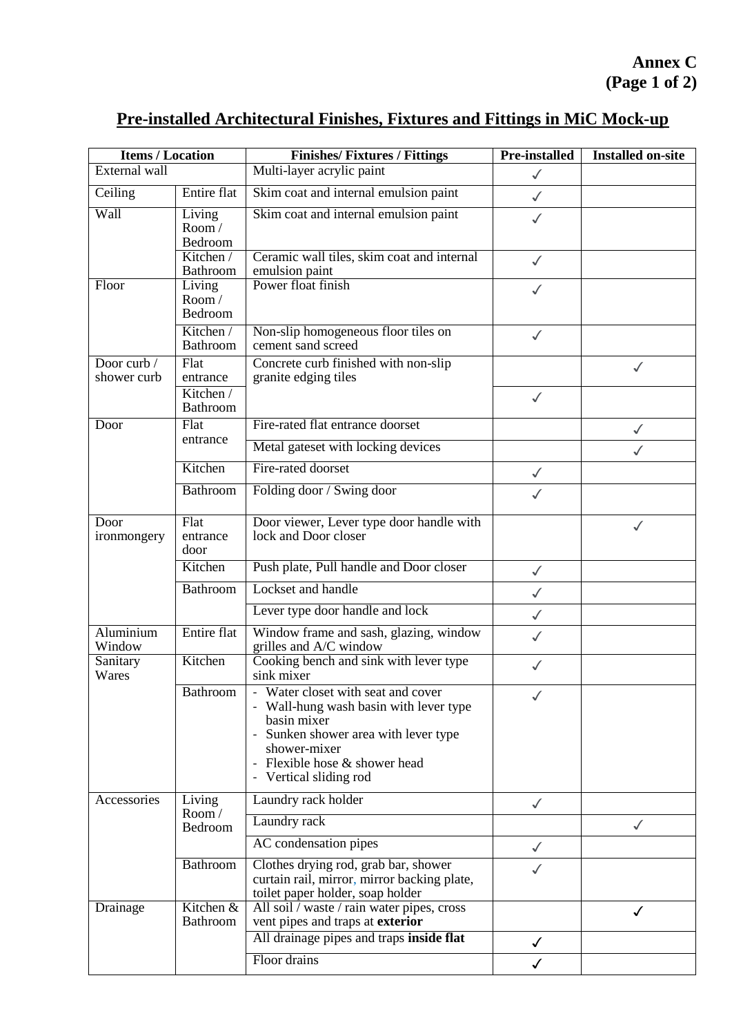**Annex C**
**(Page 1 of 2)**

## Pre-installed Architectural Finishes, Fixtures and Fittings in MiC Mock-up

| Items / Location | | Finishes/ Fixtures / Fittings | Pre-installed | Installed on-site |
|---|---|---|---|---|
| External wall | | Multi-layer acrylic paint | ✓ | |
| Ceiling | Entire flat | Skim coat and internal emulsion paint | ✓ | |
| Wall | Living Room / Bedroom | Skim coat and internal emulsion paint | ✓ | |
| | Kitchen / Bathroom | Ceramic wall tiles, skim coat and internal emulsion paint | ✓ | |
| Floor | Living Room / Bedroom | Power float finish | ✓ | |
| | Kitchen / Bathroom | Non-slip homogeneous floor tiles on cement sand screed | ✓ | |
| Door curb / shower curb | Flat entrance | Concrete curb finished with non-slip granite edging tiles | | ✓ |
| | Kitchen / Bathroom | | ✓ | |
| Door | Flat entrance | Fire-rated flat entrance doorset | | ✓ |
| | | Metal gateset with locking devices | | ✓ |
| | Kitchen | Fire-rated doorset | ✓ | |
| | Bathroom | Folding door / Swing door | ✓ | |
| Door ironmongery | Flat entrance door | Door viewer, Lever type door handle with lock and Door closer | | ✓ |
| | Kitchen | Push plate, Pull handle and Door closer | ✓ | |
| | Bathroom | Lockset and handle | ✓ | |
| | | Lever type door handle and lock | ✓ | |
| Aluminium Window | Entire flat | Window frame and sash, glazing, window grilles and A/C window | ✓ | |
| Sanitary Wares | Kitchen | Cooking bench and sink with lever type sink mixer | ✓ | |
| | Bathroom | - Water closet with seat and cover<br>- Wall-hung wash basin with lever type basin mixer<br>- Sunken shower area with lever type shower-mixer<br>- Flexible hose & shower head<br>- Vertical sliding rod | ✓ | |
| Accessories | Living Room / Bedroom | Laundry rack holder | ✓ | |
| | | Laundry rack | | ✓ |
| | | AC condensation pipes | ✓ | |
| | Bathroom | Clothes drying rod, grab bar, shower curtain rail, mirror, mirror backing plate, toilet paper holder, soap holder | ✓ | |
| Drainage | Kitchen & Bathroom | All soil / waste / rain water pipes, cross vent pipes and traps at **exterior** | | ✓ |
| | | All drainage pipes and traps **inside flat** | ✓ | |
| | | Floor drains | ✓ | |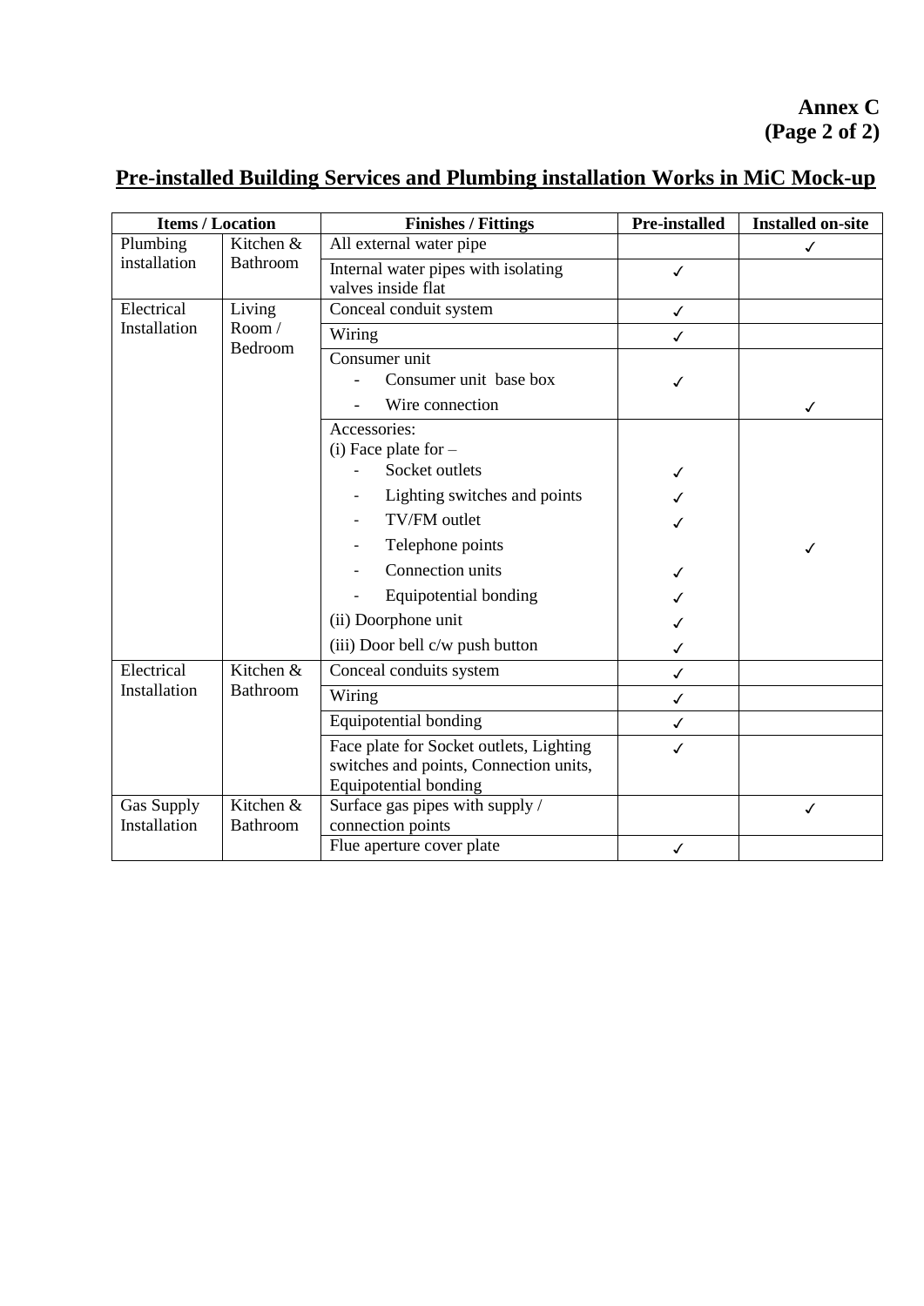**Annex C**
**(Page 2 of 2)**

## Pre-installed Building Services and Plumbing installation Works in MiC Mock-up

| Items / Location | | Finishes / Fittings | Pre-installed | Installed on-site |
|---|---|---|---|---|
| Plumbing installation | Kitchen & Bathroom | All external water pipe | | ✓ |
| | | Internal water pipes with isolating valves inside flat | ✓ | |
| Electrical Installation | Living Room / Bedroom | Conceal conduit system | ✓ | |
| | | Wiring | ✓ | |
| | | Consumer unit<br>- Consumer unit base box<br>- Wire connection | ✓ (Consumer unit base box) | ✓ (Wire connection) |
| | | Accessories:<br>(i) Face plate for –<br>- Socket outlets<br>- Lighting switches and points<br>- TV/FM outlet<br>- Telephone points<br>- Connection units<br>- Equipotential bonding<br>(ii) Doorphone unit<br>(iii) Door bell c/w push button | ✓ (Socket outlets)<br>✓ (Lighting switches and points)<br>✓ (TV/FM outlet)<br>✓ (Connection units)<br>✓ (Equipotential bonding)<br>✓ (Doorphone unit)<br>✓ (Door bell c/w push button) | ✓ (Telephone points) |
| Electrical Installation | Kitchen & Bathroom | Conceal conduits system | ✓ | |
| | | Wiring | ✓ | |
| | | Equipotential bonding | ✓ | |
| | | Face plate for Socket outlets, Lighting switches and points, Connection units, Equipotential bonding | ✓ | |
| Gas Supply Installation | Kitchen & Bathroom | Surface gas pipes with supply / connection points | | ✓ |
| | | Flue aperture cover plate | ✓ | |